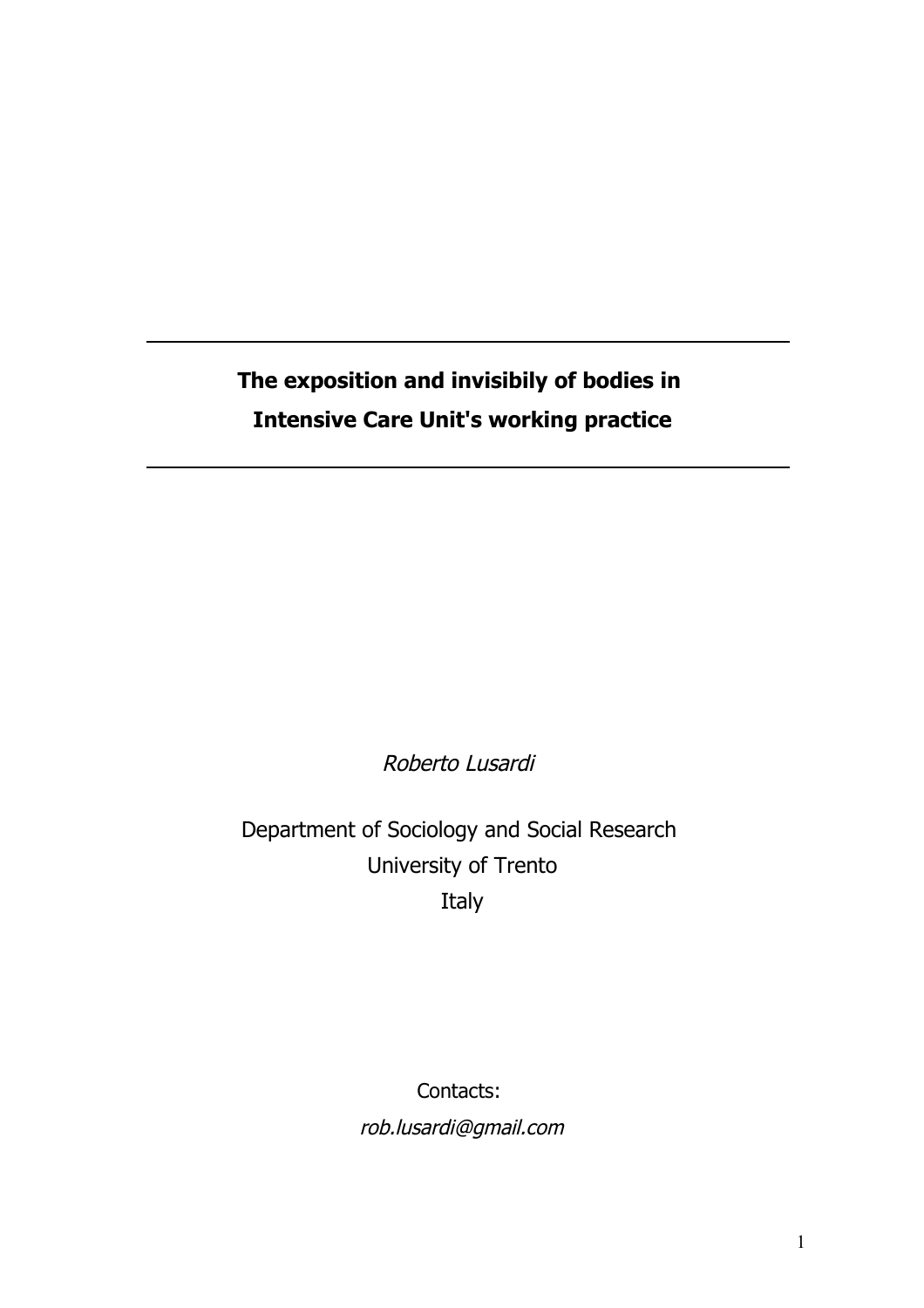# The exposition and invisibily of bodies in Intensive Care Unit's working practice

*Roberto Lusardi*

Department of Sociology and Social Research
University of Trento
Italy

Contacts:
*rob.lusardi@gmail.com*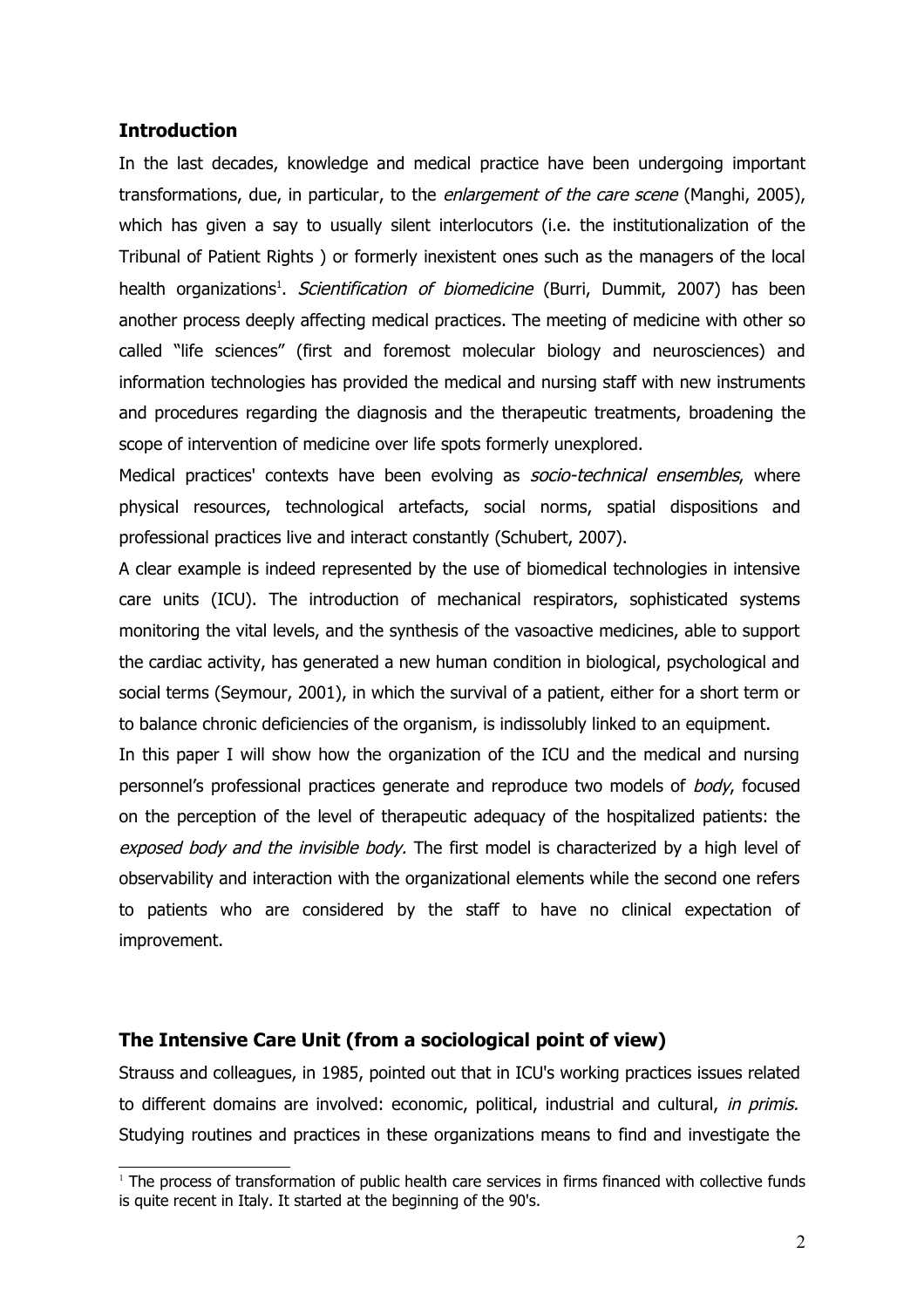## Introduction

In the last decades, knowledge and medical practice have been undergoing important transformations, due, in particular, to the *enlargement of the care scene* (Manghi, 2005), which has given a say to usually silent interlocutors (i.e. the institutionalization of the Tribunal of Patient Rights ) or formerly inexistent ones such as the managers of the local health organizations[1]. *Scientification of biomedicine* (Burri, Dummit, 2007) has been another process deeply affecting medical practices. The meeting of medicine with other so called "life sciences" (first and foremost molecular biology and neurosciences) and information technologies has provided the medical and nursing staff with new instruments and procedures regarding the diagnosis and the therapeutic treatments, broadening the scope of intervention of medicine over life spots formerly unexplored.

Medical practices' contexts have been evolving as *socio-technical ensembles*, where physical resources, technological artefacts, social norms, spatial dispositions and professional practices live and interact constantly (Schubert, 2007).

A clear example is indeed represented by the use of biomedical technologies in intensive care units (ICU). The introduction of mechanical respirators, sophisticated systems monitoring the vital levels, and the synthesis of the vasoactive medicines, able to support the cardiac activity, has generated a new human condition in biological, psychological and social terms (Seymour, 2001), in which the survival of a patient, either for a short term or to balance chronic deficiencies of the organism, is indissolubly linked to an equipment.

In this paper I will show how the organization of the ICU and the medical and nursing personnel's professional practices generate and reproduce two models of *body*, focused on the perception of the level of therapeutic adequacy of the hospitalized patients: the *exposed body and the invisible body.* The first model is characterized by a high level of observability and interaction with the organizational elements while the second one refers to patients who are considered by the staff to have no clinical expectation of improvement.

## The Intensive Care Unit (from a sociological point of view)

Strauss and colleagues, in 1985, pointed out that in ICU's working practices issues related to different domains are involved: economic, political, industrial and cultural, *in primis.* Studying routines and practices in these organizations means to find and investigate the

[1] The process of transformation of public health care services in firms financed with collective funds is quite recent in Italy. It started at the beginning of the 90's.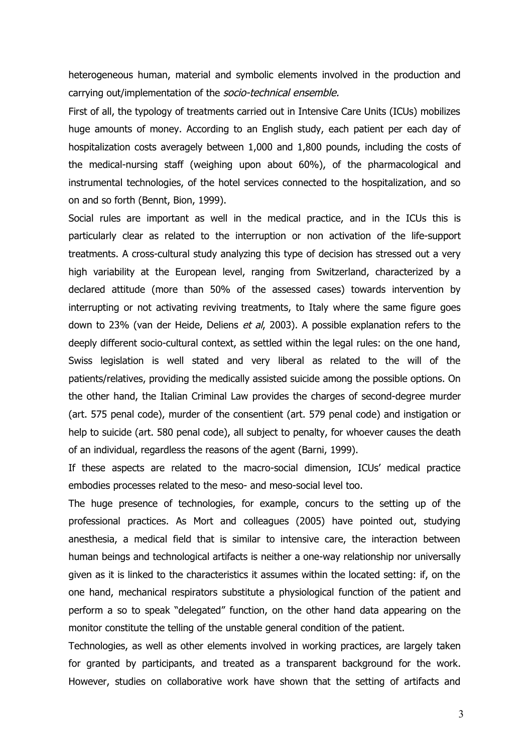heterogeneous human, material and symbolic elements involved in the production and carrying out/implementation of the *socio-technical ensemble.*

First of all, the typology of treatments carried out in Intensive Care Units (ICUs) mobilizes huge amounts of money. According to an English study, each patient per each day of hospitalization costs averagely between 1,000 and 1,800 pounds, including the costs of the medical-nursing staff (weighing upon about 60%), of the pharmacological and instrumental technologies, of the hotel services connected to the hospitalization, and so on and so forth (Bennt, Bion, 1999).

Social rules are important as well in the medical practice, and in the ICUs this is particularly clear as related to the interruption or non activation of the life-support treatments. A cross-cultural study analyzing this type of decision has stressed out a very high variability at the European level, ranging from Switzerland, characterized by a declared attitude (more than 50% of the assessed cases) towards intervention by interrupting or not activating reviving treatments, to Italy where the same figure goes down to 23% (van der Heide, Deliens *et al*, 2003). A possible explanation refers to the deeply different socio-cultural context, as settled within the legal rules: on the one hand, Swiss legislation is well stated and very liberal as related to the will of the patients/relatives, providing the medically assisted suicide among the possible options. On the other hand, the Italian Criminal Law provides the charges of second-degree murder (art. 575 penal code), murder of the consentient (art. 579 penal code) and instigation or help to suicide (art. 580 penal code), all subject to penalty, for whoever causes the death of an individual, regardless the reasons of the agent (Barni, 1999).

If these aspects are related to the macro-social dimension, ICUs' medical practice embodies processes related to the meso- and meso-social level too.

The huge presence of technologies, for example, concurs to the setting up of the professional practices. As Mort and colleagues (2005) have pointed out, studying anesthesia, a medical field that is similar to intensive care, the interaction between human beings and technological artifacts is neither a one-way relationship nor universally given as it is linked to the characteristics it assumes within the located setting: if, on the one hand, mechanical respirators substitute a physiological function of the patient and perform a so to speak "delegated" function, on the other hand data appearing on the monitor constitute the telling of the unstable general condition of the patient.

Technologies, as well as other elements involved in working practices, are largely taken for granted by participants, and treated as a transparent background for the work. However, studies on collaborative work have shown that the setting of artifacts and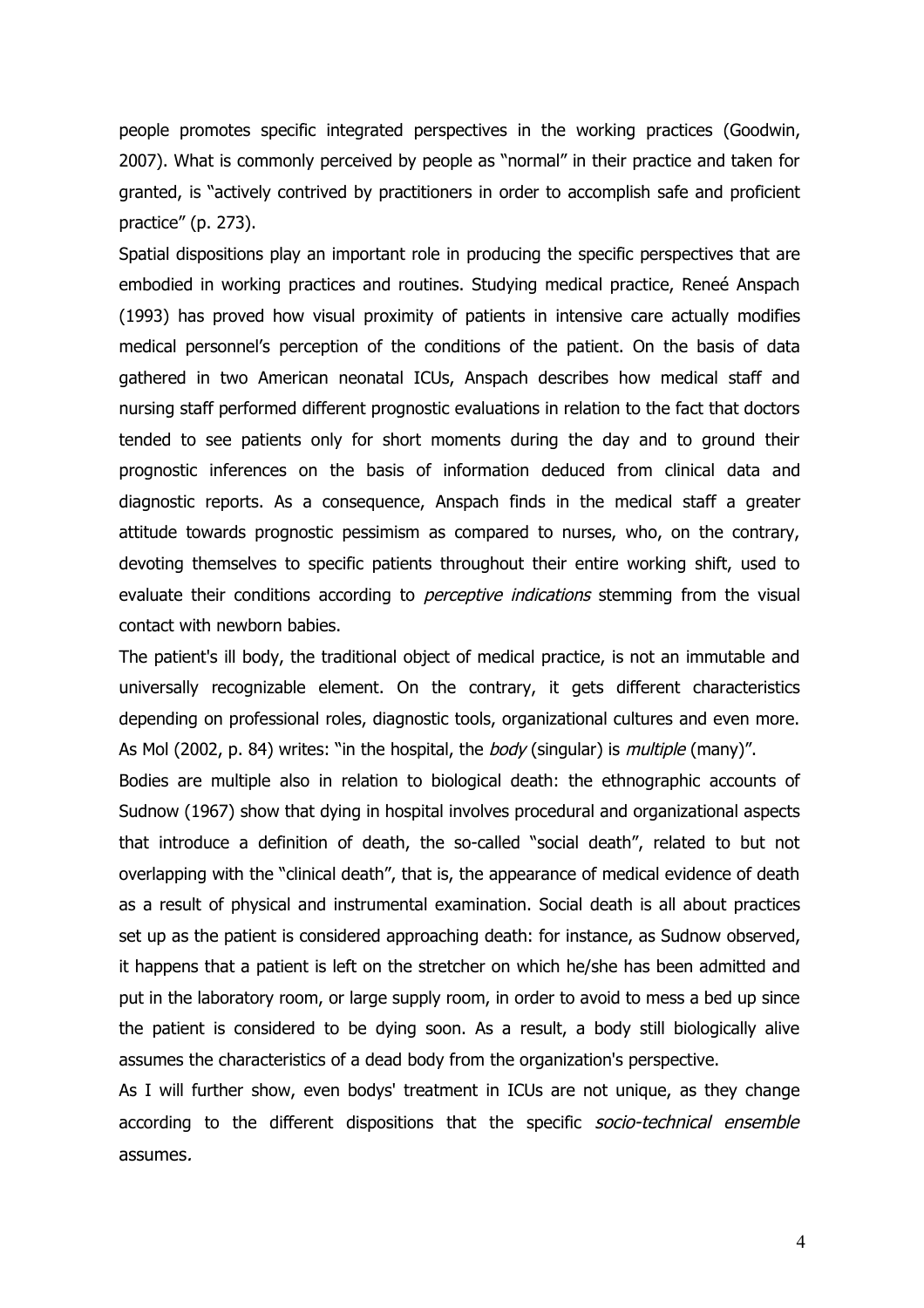people promotes specific integrated perspectives in the working practices (Goodwin, 2007). What is commonly perceived by people as "normal" in their practice and taken for granted, is "actively contrived by practitioners in order to accomplish safe and proficient practice" (p. 273).

Spatial dispositions play an important role in producing the specific perspectives that are embodied in working practices and routines. Studying medical practice, Reneé Anspach (1993) has proved how visual proximity of patients in intensive care actually modifies medical personnel's perception of the conditions of the patient. On the basis of data gathered in two American neonatal ICUs, Anspach describes how medical staff and nursing staff performed different prognostic evaluations in relation to the fact that doctors tended to see patients only for short moments during the day and to ground their prognostic inferences on the basis of information deduced from clinical data and diagnostic reports. As a consequence, Anspach finds in the medical staff a greater attitude towards prognostic pessimism as compared to nurses, who, on the contrary, devoting themselves to specific patients throughout their entire working shift, used to evaluate their conditions according to *perceptive indications* stemming from the visual contact with newborn babies.

The patient's ill body, the traditional object of medical practice, is not an immutable and universally recognizable element. On the contrary, it gets different characteristics depending on professional roles, diagnostic tools, organizational cultures and even more. As Mol (2002, p. 84) writes: "in the hospital, the *body* (singular) is *multiple* (many)".

Bodies are multiple also in relation to biological death: the ethnographic accounts of Sudnow (1967) show that dying in hospital involves procedural and organizational aspects that introduce a definition of death, the so-called "social death", related to but not overlapping with the "clinical death", that is, the appearance of medical evidence of death as a result of physical and instrumental examination. Social death is all about practices set up as the patient is considered approaching death: for instance, as Sudnow observed, it happens that a patient is left on the stretcher on which he/she has been admitted and put in the laboratory room, or large supply room, in order to avoid to mess a bed up since the patient is considered to be dying soon. As a result, a body still biologically alive assumes the characteristics of a dead body from the organization's perspective.

As I will further show, even bodys' treatment in ICUs are not unique, as they change according to the different dispositions that the specific *socio-technical ensemble* assumes.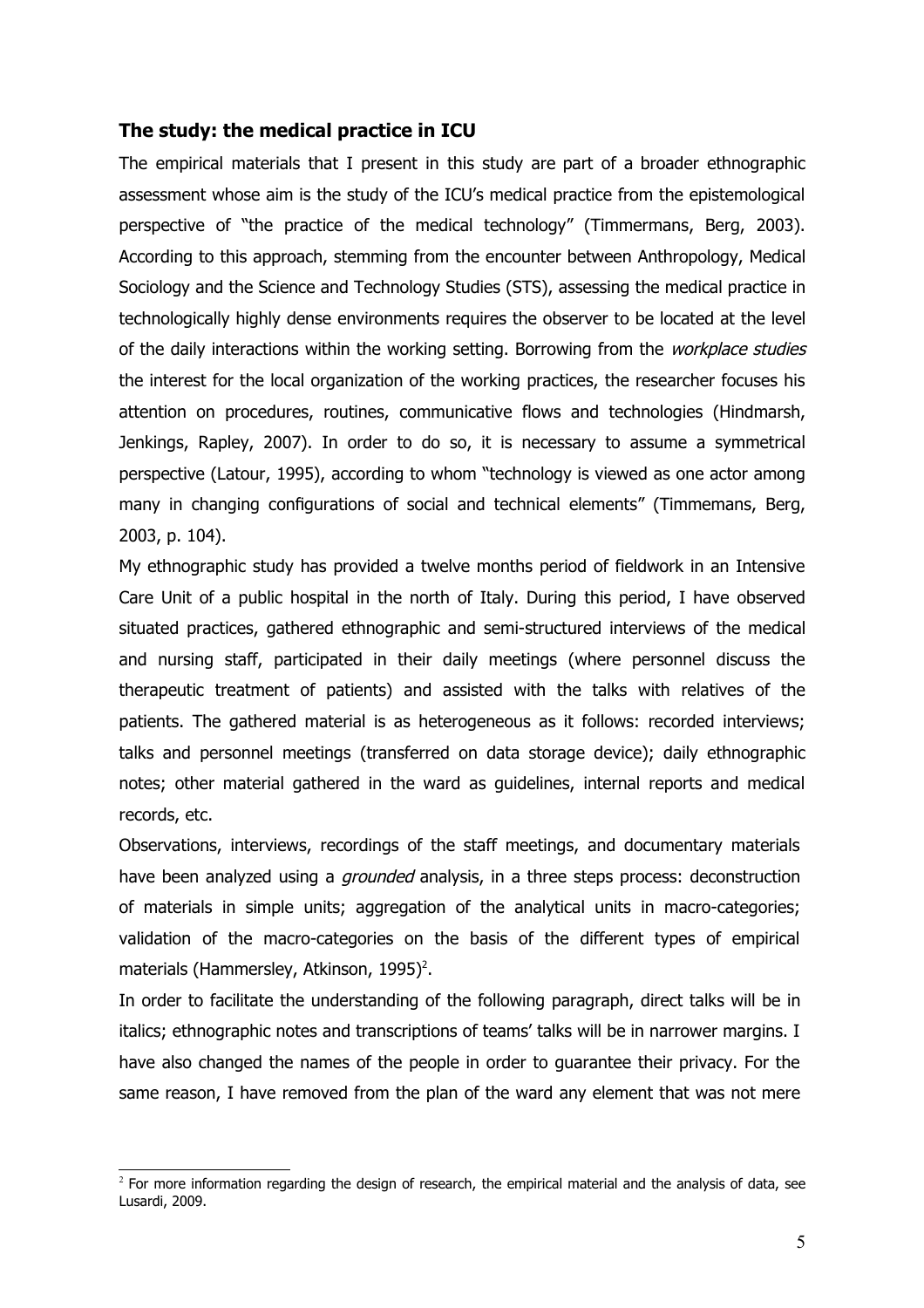## **The study: the medical practice in ICU**

The empirical materials that I present in this study are part of a broader ethnographic assessment whose aim is the study of the ICU's medical practice from the epistemological perspective of "the practice of the medical technology" (Timmermans, Berg, 2003). According to this approach, stemming from the encounter between Anthropology, Medical Sociology and the Science and Technology Studies (STS), assessing the medical practice in technologically highly dense environments requires the observer to be located at the level of the daily interactions within the working setting. Borrowing from the *workplace studies* the interest for the local organization of the working practices, the researcher focuses his attention on procedures, routines, communicative flows and technologies (Hindmarsh, Jenkings, Rapley, 2007). In order to do so, it is necessary to assume a symmetrical perspective (Latour, 1995), according to whom "technology is viewed as one actor among many in changing configurations of social and technical elements" (Timmemans, Berg, 2003, p. 104).

My ethnographic study has provided a twelve months period of fieldwork in an Intensive Care Unit of a public hospital in the north of Italy. During this period, I have observed situated practices, gathered ethnographic and semi-structured interviews of the medical and nursing staff, participated in their daily meetings (where personnel discuss the therapeutic treatment of patients) and assisted with the talks with relatives of the patients. The gathered material is as heterogeneous as it follows: recorded interviews; talks and personnel meetings (transferred on data storage device); daily ethnographic notes; other material gathered in the ward as guidelines, internal reports and medical records, etc.

Observations, interviews, recordings of the staff meetings, and documentary materials have been analyzed using a *grounded* analysis, in a three steps process: deconstruction of materials in simple units; aggregation of the analytical units in macro-categories; validation of the macro-categories on the basis of the different types of empirical materials (Hammersley, Atkinson, 1995)[2].

In order to facilitate the understanding of the following paragraph, direct talks will be in italics; ethnographic notes and transcriptions of teams' talks will be in narrower margins. I have also changed the names of the people in order to guarantee their privacy. For the same reason, I have removed from the plan of the ward any element that was not mere

[2] For more information regarding the design of research, the empirical material and the analysis of data, see Lusardi, 2009.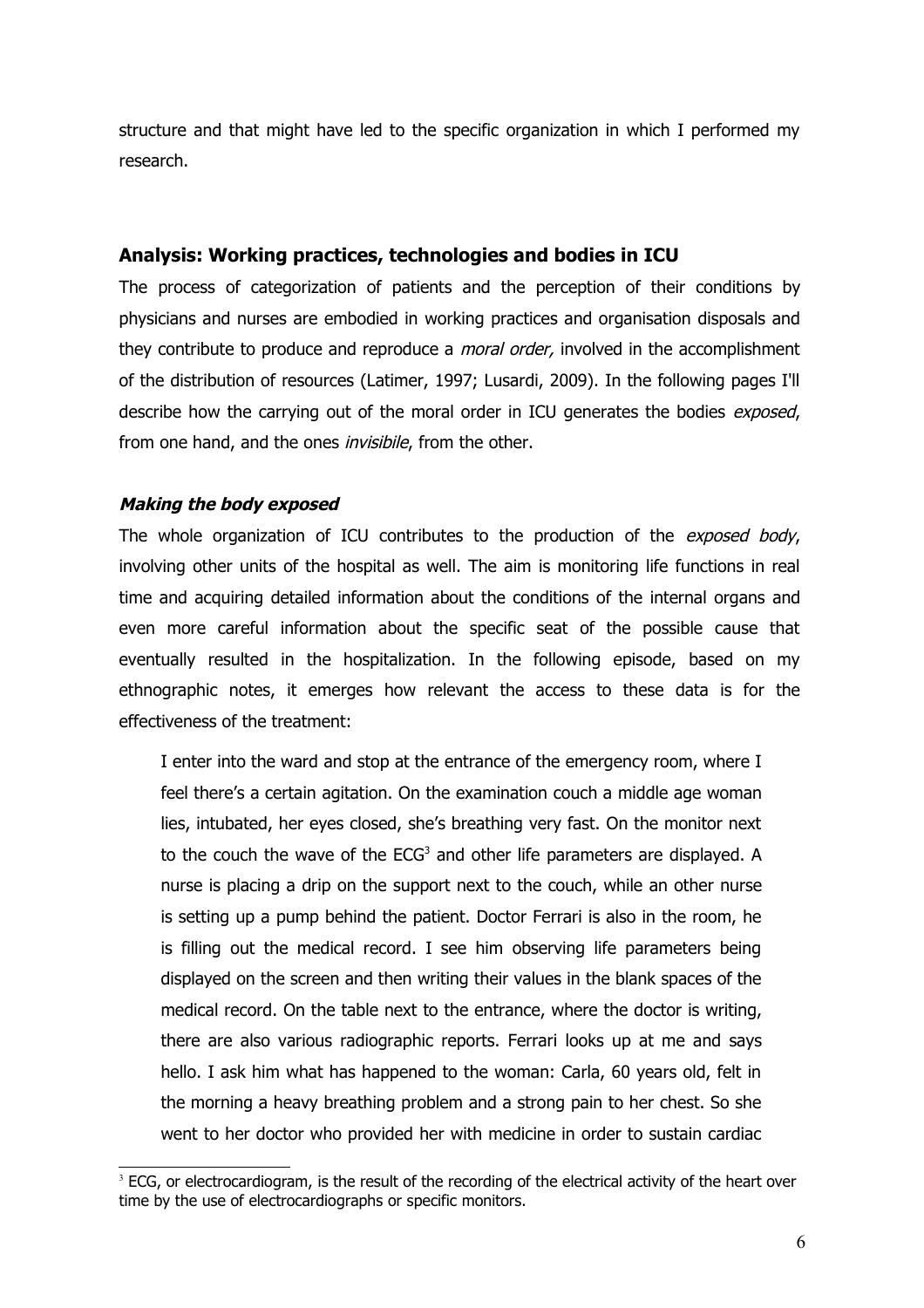structure and that might have led to the specific organization in which I performed my research.

## Analysis: Working practices, technologies and bodies in ICU

The process of categorization of patients and the perception of their conditions by physicians and nurses are embodied in working practices and organisation disposals and they contribute to produce and reproduce a *moral order,* involved in the accomplishment of the distribution of resources (Latimer, 1997; Lusardi, 2009). In the following pages I'll describe how the carrying out of the moral order in ICU generates the bodies *exposed*, from one hand, and the ones *invisibile*, from the other.

### *Making the body exposed*

The whole organization of ICU contributes to the production of the *exposed body*, involving other units of the hospital as well. The aim is monitoring life functions in real time and acquiring detailed information about the conditions of the internal organs and even more careful information about the specific seat of the possible cause that eventually resulted in the hospitalization. In the following episode, based on my ethnographic notes, it emerges how relevant the access to these data is for the effectiveness of the treatment:

> I enter into the ward and stop at the entrance of the emergency room, where I feel there's a certain agitation. On the examination couch a middle age woman lies, intubated, her eyes closed, she's breathing very fast. On the monitor next to the couch the wave of the ECG[3] and other life parameters are displayed. A nurse is placing a drip on the support next to the couch, while an other nurse is setting up a pump behind the patient. Doctor Ferrari is also in the room, he is filling out the medical record. I see him observing life parameters being displayed on the screen and then writing their values in the blank spaces of the medical record. On the table next to the entrance, where the doctor is writing, there are also various radiographic reports. Ferrari looks up at me and says hello. I ask him what has happened to the woman: Carla, 60 years old, felt in the morning a heavy breathing problem and a strong pain to her chest. So she went to her doctor who provided her with medicine in order to sustain cardiac

[3] ECG, or electrocardiogram, is the result of the recording of the electrical activity of the heart over time by the use of electrocardiographs or specific monitors.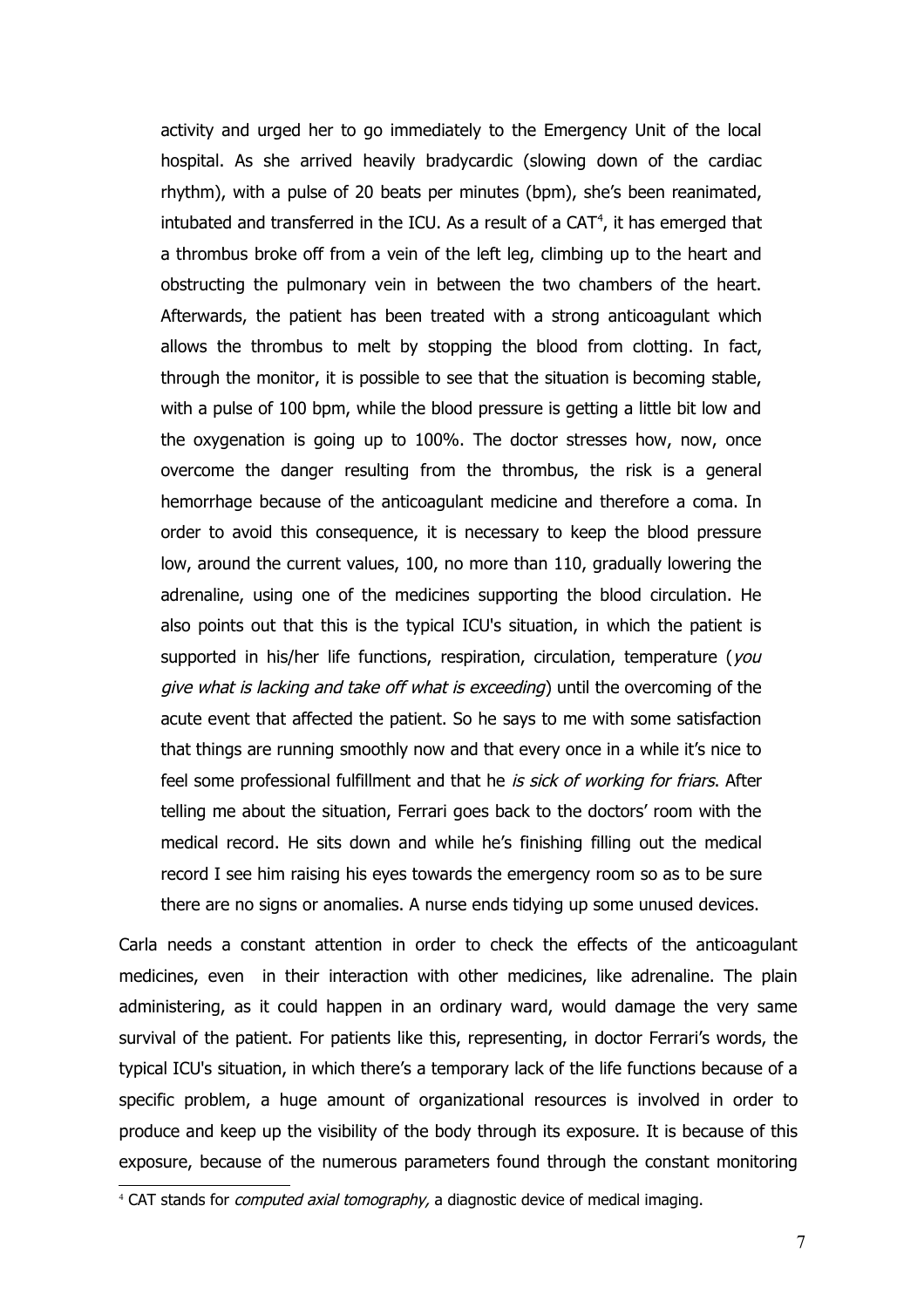activity and urged her to go immediately to the Emergency Unit of the local hospital. As she arrived heavily bradycardic (slowing down of the cardiac rhythm), with a pulse of 20 beats per minutes (bpm), she's been reanimated, intubated and transferred in the ICU. As a result of a CAT[4], it has emerged that a thrombus broke off from a vein of the left leg, climbing up to the heart and obstructing the pulmonary vein in between the two chambers of the heart. Afterwards, the patient has been treated with a strong anticoagulant which allows the thrombus to melt by stopping the blood from clotting. In fact, through the monitor, it is possible to see that the situation is becoming stable, with a pulse of 100 bpm, while the blood pressure is getting a little bit low and the oxygenation is going up to 100%. The doctor stresses how, now, once overcome the danger resulting from the thrombus, the risk is a general hemorrhage because of the anticoagulant medicine and therefore a coma. In order to avoid this consequence, it is necessary to keep the blood pressure low, around the current values, 100, no more than 110, gradually lowering the adrenaline, using one of the medicines supporting the blood circulation. He also points out that this is the typical ICU's situation, in which the patient is supported in his/her life functions, respiration, circulation, temperature (*you give what is lacking and take off what is exceeding*) until the overcoming of the acute event that affected the patient. So he says to me with some satisfaction that things are running smoothly now and that every once in a while it's nice to feel some professional fulfillment and that he *is sick of working for friars*. After telling me about the situation, Ferrari goes back to the doctors' room with the medical record. He sits down and while he's finishing filling out the medical record I see him raising his eyes towards the emergency room so as to be sure there are no signs or anomalies. A nurse ends tidying up some unused devices.

Carla needs a constant attention in order to check the effects of the anticoagulant medicines, even in their interaction with other medicines, like adrenaline. The plain administering, as it could happen in an ordinary ward, would damage the very same survival of the patient. For patients like this, representing, in doctor Ferrari's words, the typical ICU's situation, in which there's a temporary lack of the life functions because of a specific problem, a huge amount of organizational resources is involved in order to produce and keep up the visibility of the body through its exposure. It is because of this exposure, because of the numerous parameters found through the constant monitoring

[4] CAT stands for *computed axial tomography,* a diagnostic device of medical imaging.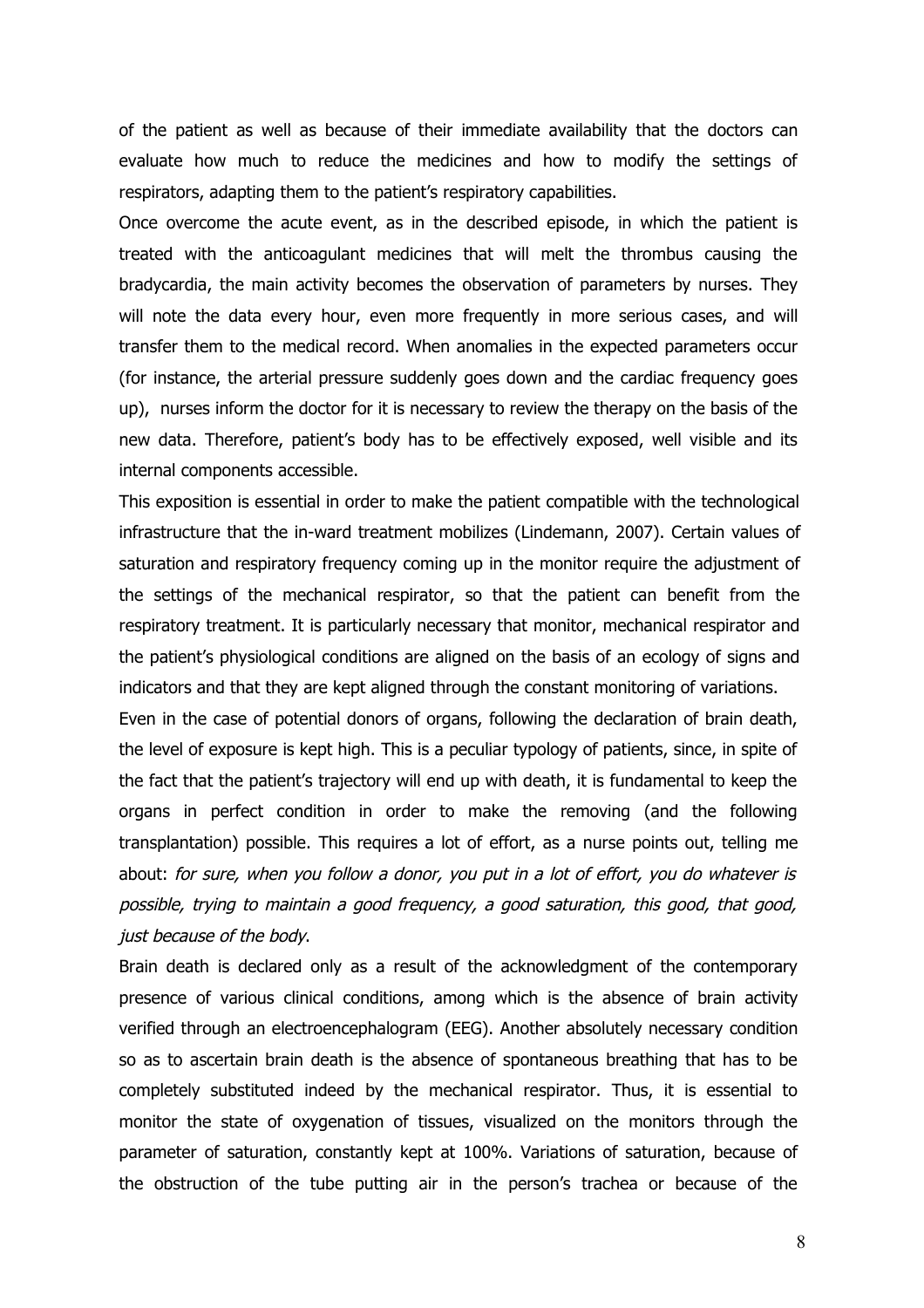of the patient as well as because of their immediate availability that the doctors can evaluate how much to reduce the medicines and how to modify the settings of respirators, adapting them to the patient's respiratory capabilities.

Once overcome the acute event, as in the described episode, in which the patient is treated with the anticoagulant medicines that will melt the thrombus causing the bradycardia, the main activity becomes the observation of parameters by nurses. They will note the data every hour, even more frequently in more serious cases, and will transfer them to the medical record. When anomalies in the expected parameters occur (for instance, the arterial pressure suddenly goes down and the cardiac frequency goes up), nurses inform the doctor for it is necessary to review the therapy on the basis of the new data. Therefore, patient's body has to be effectively exposed, well visible and its internal components accessible.

This exposition is essential in order to make the patient compatible with the technological infrastructure that the in-ward treatment mobilizes (Lindemann, 2007). Certain values of saturation and respiratory frequency coming up in the monitor require the adjustment of the settings of the mechanical respirator, so that the patient can benefit from the respiratory treatment. It is particularly necessary that monitor, mechanical respirator and the patient's physiological conditions are aligned on the basis of an ecology of signs and indicators and that they are kept aligned through the constant monitoring of variations.

Even in the case of potential donors of organs, following the declaration of brain death, the level of exposure is kept high. This is a peculiar typology of patients, since, in spite of the fact that the patient's trajectory will end up with death, it is fundamental to keep the organs in perfect condition in order to make the removing (and the following transplantation) possible. This requires a lot of effort, as a nurse points out, telling me about: *for sure, when you follow a donor, you put in a lot of effort, you do whatever is possible, trying to maintain a good frequency, a good saturation, this good, that good, just because of the body*.

Brain death is declared only as a result of the acknowledgment of the contemporary presence of various clinical conditions, among which is the absence of brain activity verified through an electroencephalogram (EEG). Another absolutely necessary condition so as to ascertain brain death is the absence of spontaneous breathing that has to be completely substituted indeed by the mechanical respirator. Thus, it is essential to monitor the state of oxygenation of tissues, visualized on the monitors through the parameter of saturation, constantly kept at 100%. Variations of saturation, because of the obstruction of the tube putting air in the person's trachea or because of the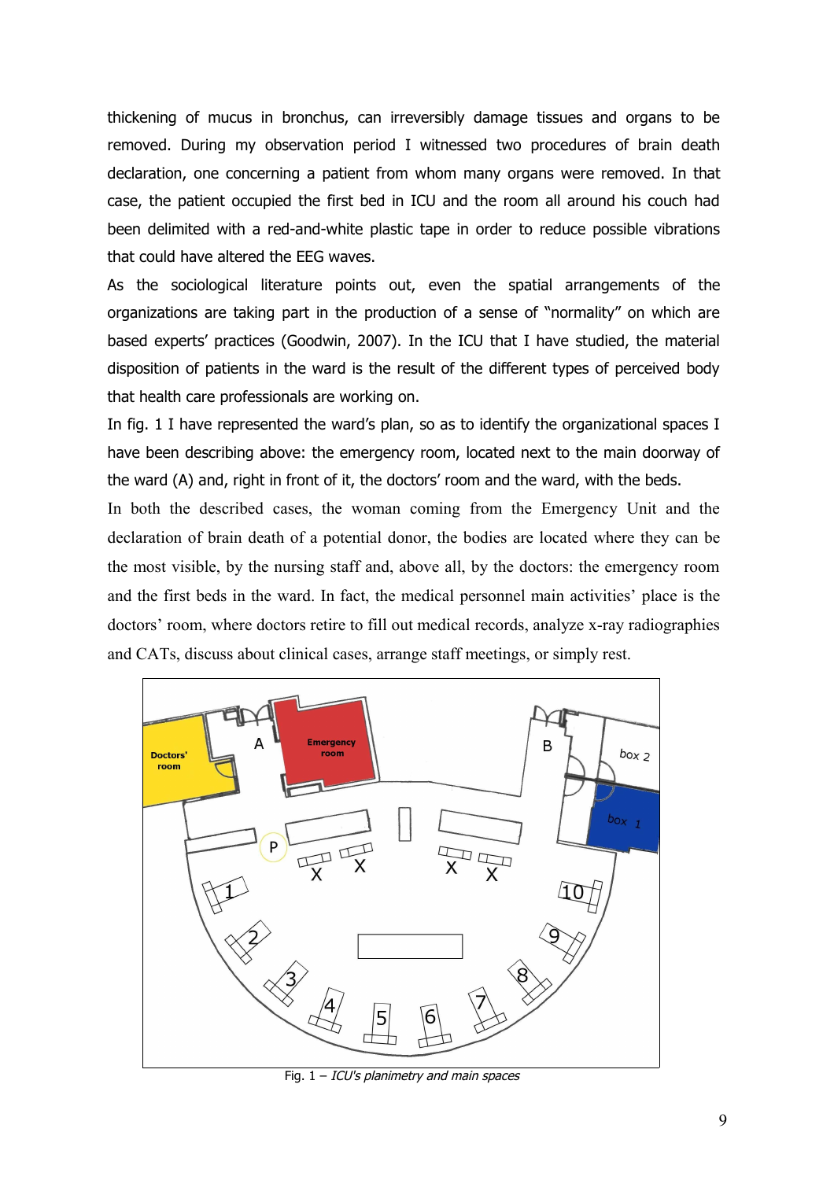thickening of mucus in bronchus, can irreversibly damage tissues and organs to be removed. During my observation period I witnessed two procedures of brain death declaration, one concerning a patient from whom many organs were removed. In that case, the patient occupied the first bed in ICU and the room all around his couch had been delimited with a red-and-white plastic tape in order to reduce possible vibrations that could have altered the EEG waves.

As the sociological literature points out, even the spatial arrangements of the organizations are taking part in the production of a sense of "normality" on which are based experts' practices (Goodwin, 2007). In the ICU that I have studied, the material disposition of patients in the ward is the result of the different types of perceived body that health care professionals are working on.

In fig. 1 I have represented the ward's plan, so as to identify the organizational spaces I have been describing above: the emergency room, located next to the main doorway of the ward (A) and, right in front of it, the doctors' room and the ward, with the beds.

In both the described cases, the woman coming from the Emergency Unit and the declaration of brain death of a potential donor, the bodies are located where they can be the most visible, by the nursing staff and, above all, by the doctors: the emergency room and the first beds in the ward. In fact, the medical personnel main activities' place is the doctors' room, where doctors retire to fill out medical records, analyze x-ray radiographies and CATs, discuss about clinical cases, arrange staff meetings, or simply rest.

Fig. 1 – *ICU's planimetry and main spaces*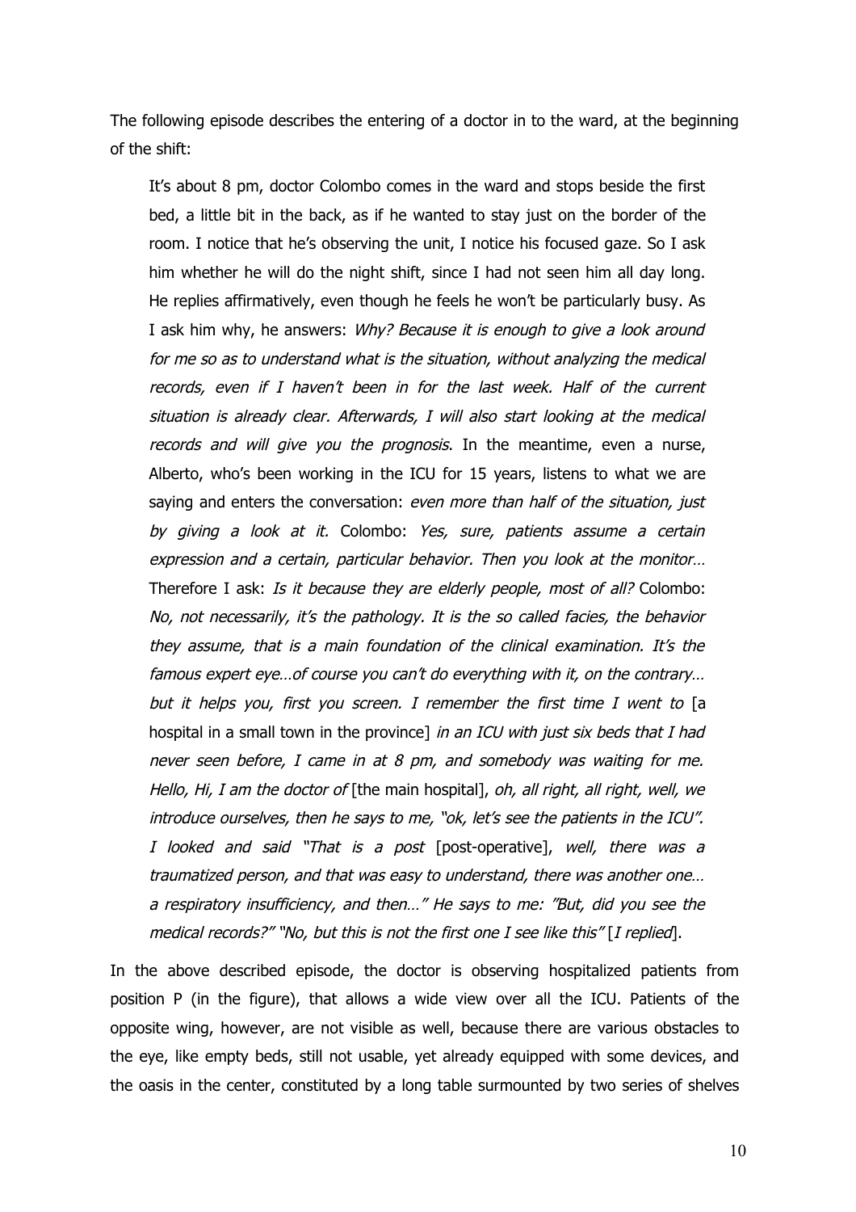The following episode describes the entering of a doctor in to the ward, at the beginning of the shift:

> It's about 8 pm, doctor Colombo comes in the ward and stops beside the first bed, a little bit in the back, as if he wanted to stay just on the border of the room. I notice that he's observing the unit, I notice his focused gaze. So I ask him whether he will do the night shift, since I had not seen him all day long. He replies affirmatively, even though he feels he won't be particularly busy. As I ask him why, he answers: *Why? Because it is enough to give a look around for me so as to understand what is the situation, without analyzing the medical records, even if I haven't been in for the last week. Half of the current situation is already clear. Afterwards, I will also start looking at the medical records and will give you the prognosis*. In the meantime, even a nurse, Alberto, who's been working in the ICU for 15 years, listens to what we are saying and enters the conversation: *even more than half of the situation, just by giving a look at it.* Colombo: *Yes, sure, patients assume a certain expression and a certain, particular behavior. Then you look at the monitor…* Therefore I ask: *Is it because they are elderly people, most of all?* Colombo: *No, not necessarily, it's the pathology. It is the so called facies, the behavior they assume, that is a main foundation of the clinical examination. It's the famous expert eye…of course you can't do everything with it, on the contrary… but it helps you, first you screen. I remember the first time I went to* [a hospital in a small town in the province] *in an ICU with just six beds that I had never seen before, I came in at 8 pm, and somebody was waiting for me. Hello, Hi, I am the doctor of* [the main hospital], *oh, all right, all right, well, we introduce ourselves, then he says to me, "ok, let's see the patients in the ICU". I looked and said "That is a post* [post-operative], *well, there was a traumatized person, and that was easy to understand, there was another one… a respiratory insufficiency, and then…" He says to me: "But, did you see the medical records?" "No, but this is not the first one I see like this"* [*I replied*].

In the above described episode, the doctor is observing hospitalized patients from position P (in the figure), that allows a wide view over all the ICU. Patients of the opposite wing, however, are not visible as well, because there are various obstacles to the eye, like empty beds, still not usable, yet already equipped with some devices, and the oasis in the center, constituted by a long table surmounted by two series of shelves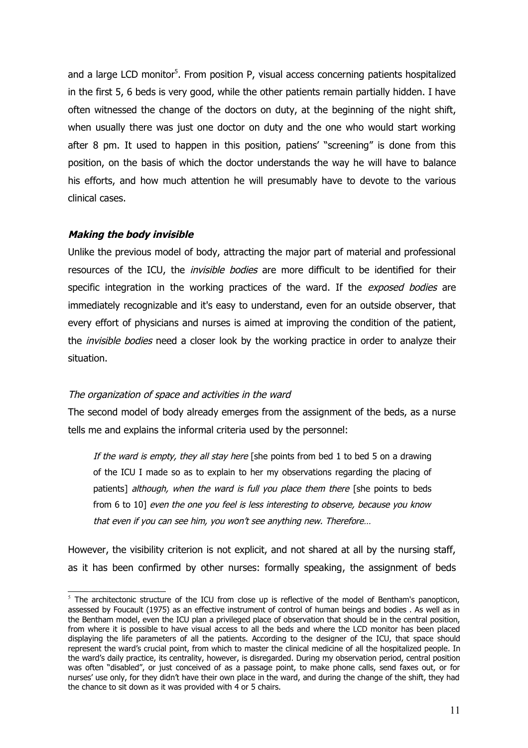and a large LCD monitor[5]. From position P, visual access concerning patients hospitalized in the first 5, 6 beds is very good, while the other patients remain partially hidden. I have often witnessed the change of the doctors on duty, at the beginning of the night shift, when usually there was just one doctor on duty and the one who would start working after 8 pm. It used to happen in this position, patiens' "screening" is done from this position, on the basis of which the doctor understands the way he will have to balance his efforts, and how much attention he will presumably have to devote to the various clinical cases.

### *Making the body invisible*

Unlike the previous model of body, attracting the major part of material and professional resources of the ICU, the *invisible bodies* are more difficult to be identified for their specific integration in the working practices of the ward. If the *exposed bodies* are immediately recognizable and it's easy to understand, even for an outside observer, that every effort of physicians and nurses is aimed at improving the condition of the patient, the *invisible bodies* need a closer look by the working practice in order to analyze their situation.

#### *The organization of space and activities in the ward*

The second model of body already emerges from the assignment of the beds, as a nurse tells me and explains the informal criteria used by the personnel:

> *If the ward is empty, they all stay here* [she points from bed 1 to bed 5 on a drawing of the ICU I made so as to explain to her my observations regarding the placing of patients] *although, when the ward is full you place them there* [she points to beds from 6 to 10] *even the one you feel is less interesting to observe, because you know that even if you can see him, you won't see anything new. Therefore…*

However, the visibility criterion is not explicit, and not shared at all by the nursing staff, as it has been confirmed by other nurses: formally speaking, the assignment of beds

---

[5] The architectonic structure of the ICU from close up is reflective of the model of Bentham's panopticon, assessed by Foucault (1975) as an effective instrument of control of human beings and bodies . As well as in the Bentham model, even the ICU plan a privileged place of observation that should be in the central position, from where it is possible to have visual access to all the beds and where the LCD monitor has been placed displaying the life parameters of all the patients. According to the designer of the ICU, that space should represent the ward's crucial point, from which to master the clinical medicine of all the hospitalized people. In the ward's daily practice, its centrality, however, is disregarded. During my observation period, central position was often "disabled", or just conceived of as a passage point, to make phone calls, send faxes out, or for nurses' use only, for they didn't have their own place in the ward, and during the change of the shift, they had the chance to sit down as it was provided with 4 or 5 chairs.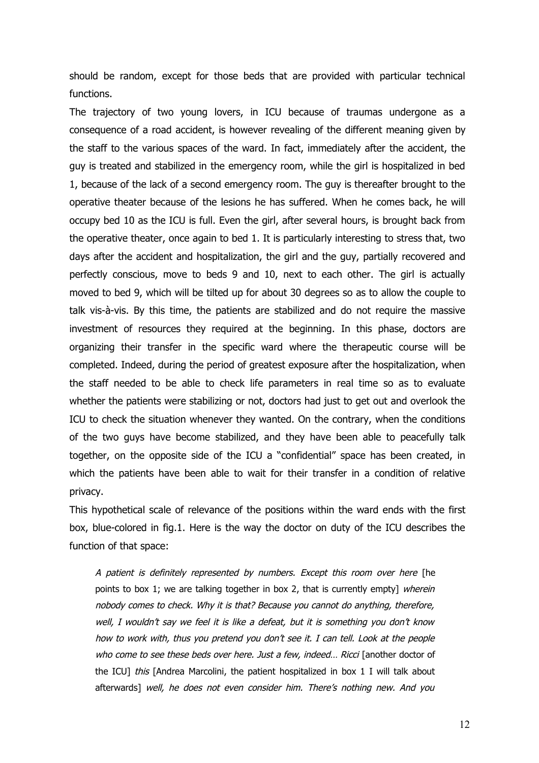should be random, except for those beds that are provided with particular technical functions.

The trajectory of two young lovers, in ICU because of traumas undergone as a consequence of a road accident, is however revealing of the different meaning given by the staff to the various spaces of the ward. In fact, immediately after the accident, the guy is treated and stabilized in the emergency room, while the girl is hospitalized in bed 1, because of the lack of a second emergency room. The guy is thereafter brought to the operative theater because of the lesions he has suffered. When he comes back, he will occupy bed 10 as the ICU is full. Even the girl, after several hours, is brought back from the operative theater, once again to bed 1. It is particularly interesting to stress that, two days after the accident and hospitalization, the girl and the guy, partially recovered and perfectly conscious, move to beds 9 and 10, next to each other. The girl is actually moved to bed 9, which will be tilted up for about 30 degrees so as to allow the couple to talk vis-à-vis. By this time, the patients are stabilized and do not require the massive investment of resources they required at the beginning. In this phase, doctors are organizing their transfer in the specific ward where the therapeutic course will be completed. Indeed, during the period of greatest exposure after the hospitalization, when the staff needed to be able to check life parameters in real time so as to evaluate whether the patients were stabilizing or not, doctors had just to get out and overlook the ICU to check the situation whenever they wanted. On the contrary, when the conditions of the two guys have become stabilized, and they have been able to peacefully talk together, on the opposite side of the ICU a "confidential" space has been created, in which the patients have been able to wait for their transfer in a condition of relative privacy.

This hypothetical scale of relevance of the positions within the ward ends with the first box, blue-colored in fig.1. Here is the way the doctor on duty of the ICU describes the function of that space:

> *A patient is definitely represented by numbers. Except this room over here* [he points to box 1; we are talking together in box 2, that is currently empty] *wherein nobody comes to check. Why it is that? Because you cannot do anything, therefore, well, I wouldn't say we feel it is like a defeat, but it is something you don't know how to work with, thus you pretend you don't see it. I can tell. Look at the people who come to see these beds over here. Just a few, indeed… Ricci* [another doctor of the ICU] *this* [Andrea Marcolini, the patient hospitalized in box 1 I will talk about afterwards] *well, he does not even consider him. There's nothing new. And you*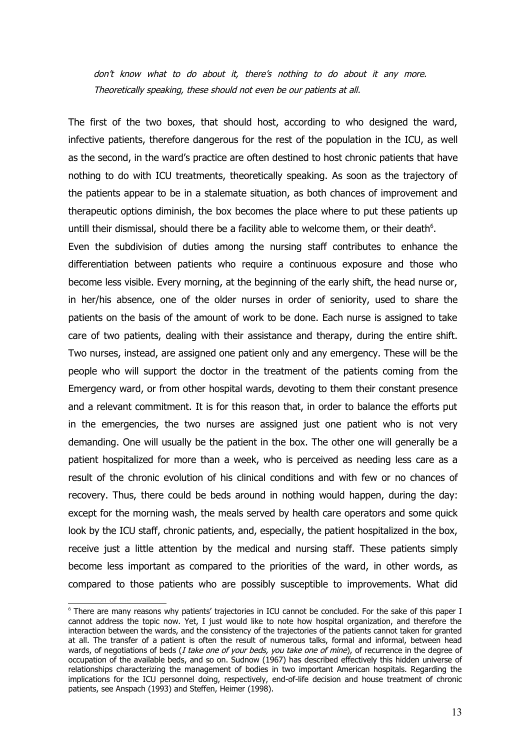*don't know what to do about it, there's nothing to do about it any more. Theoretically speaking, these should not even be our patients at all.*

The first of the two boxes, that should host, according to who designed the ward, infective patients, therefore dangerous for the rest of the population in the ICU, as well as the second, in the ward's practice are often destined to host chronic patients that have nothing to do with ICU treatments, theoretically speaking. As soon as the trajectory of the patients appear to be in a stalemate situation, as both chances of improvement and therapeutic options diminish, the box becomes the place where to put these patients up untill their dismissal, should there be a facility able to welcome them, or their death[6].

Even the subdivision of duties among the nursing staff contributes to enhance the differentiation between patients who require a continuous exposure and those who become less visible. Every morning, at the beginning of the early shift, the head nurse or, in her/his absence, one of the older nurses in order of seniority, used to share the patients on the basis of the amount of work to be done. Each nurse is assigned to take care of two patients, dealing with their assistance and therapy, during the entire shift. Two nurses, instead, are assigned one patient only and any emergency. These will be the people who will support the doctor in the treatment of the patients coming from the Emergency ward, or from other hospital wards, devoting to them their constant presence and a relevant commitment. It is for this reason that, in order to balance the efforts put in the emergencies, the two nurses are assigned just one patient who is not very demanding. One will usually be the patient in the box. The other one will generally be a patient hospitalized for more than a week, who is perceived as needing less care as a result of the chronic evolution of his clinical conditions and with few or no chances of recovery. Thus, there could be beds around in nothing would happen, during the day: except for the morning wash, the meals served by health care operators and some quick look by the ICU staff, chronic patients, and, especially, the patient hospitalized in the box, receive just a little attention by the medical and nursing staff. These patients simply become less important as compared to the priorities of the ward, in other words, as compared to those patients who are possibly susceptible to improvements. What did

---

[6] There are many reasons why patients' trajectories in ICU cannot be concluded. For the sake of this paper I cannot address the topic now. Yet, I just would like to note how hospital organization, and therefore the interaction between the wards, and the consistency of the trajectories of the patients cannot taken for granted at all. The transfer of a patient is often the result of numerous talks, formal and informal, between head wards, of negotiations of beds (*I take one of your beds, you take one of mine*), of recurrence in the degree of occupation of the available beds, and so on. Sudnow (1967) has described effectively this hidden universe of relationships characterizing the management of bodies in two important American hospitals. Regarding the implications for the ICU personnel doing, respectively, end-of-life decision and house treatment of chronic patients, see Anspach (1993) and Steffen, Heimer (1998).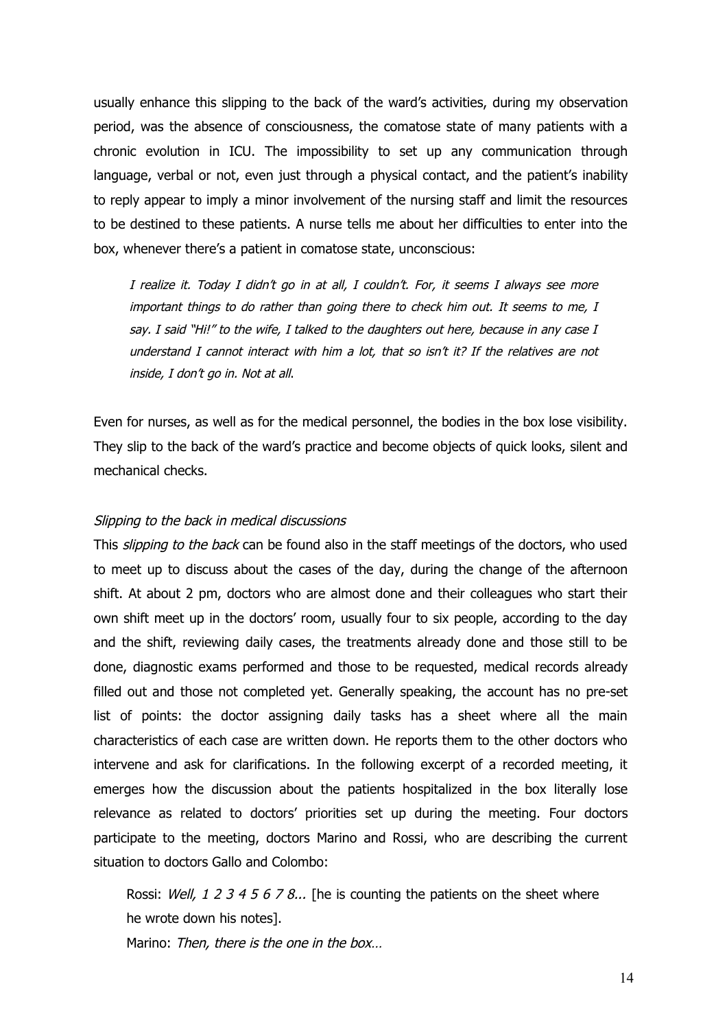usually enhance this slipping to the back of the ward's activities, during my observation period, was the absence of consciousness, the comatose state of many patients with a chronic evolution in ICU. The impossibility to set up any communication through language, verbal or not, even just through a physical contact, and the patient's inability to reply appear to imply a minor involvement of the nursing staff and limit the resources to be destined to these patients. A nurse tells me about her difficulties to enter into the box, whenever there's a patient in comatose state, unconscious:

> *I realize it. Today I didn't go in at all, I couldn't. For, it seems I always see more important things to do rather than going there to check him out. It seems to me, I say. I said "Hi!" to the wife, I talked to the daughters out here, because in any case I understand I cannot interact with him a lot, that so isn't it? If the relatives are not inside, I don't go in. Not at all.*

Even for nurses, as well as for the medical personnel, the bodies in the box lose visibility. They slip to the back of the ward's practice and become objects of quick looks, silent and mechanical checks.

*Slipping to the back in medical discussions*

This *slipping to the back* can be found also in the staff meetings of the doctors, who used to meet up to discuss about the cases of the day, during the change of the afternoon shift. At about 2 pm, doctors who are almost done and their colleagues who start their own shift meet up in the doctors' room, usually four to six people, according to the day and the shift, reviewing daily cases, the treatments already done and those still to be done, diagnostic exams performed and those to be requested, medical records already filled out and those not completed yet. Generally speaking, the account has no pre-set list of points: the doctor assigning daily tasks has a sheet where all the main characteristics of each case are written down. He reports them to the other doctors who intervene and ask for clarifications. In the following excerpt of a recorded meeting, it emerges how the discussion about the patients hospitalized in the box literally lose relevance as related to doctors' priorities set up during the meeting. Four doctors participate to the meeting, doctors Marino and Rossi, who are describing the current situation to doctors Gallo and Colombo:

> Rossi: *Well, 1 2 3 4 5 6 7 8...* [he is counting the patients on the sheet where he wrote down his notes].
>
> Marino: *Then, there is the one in the box…*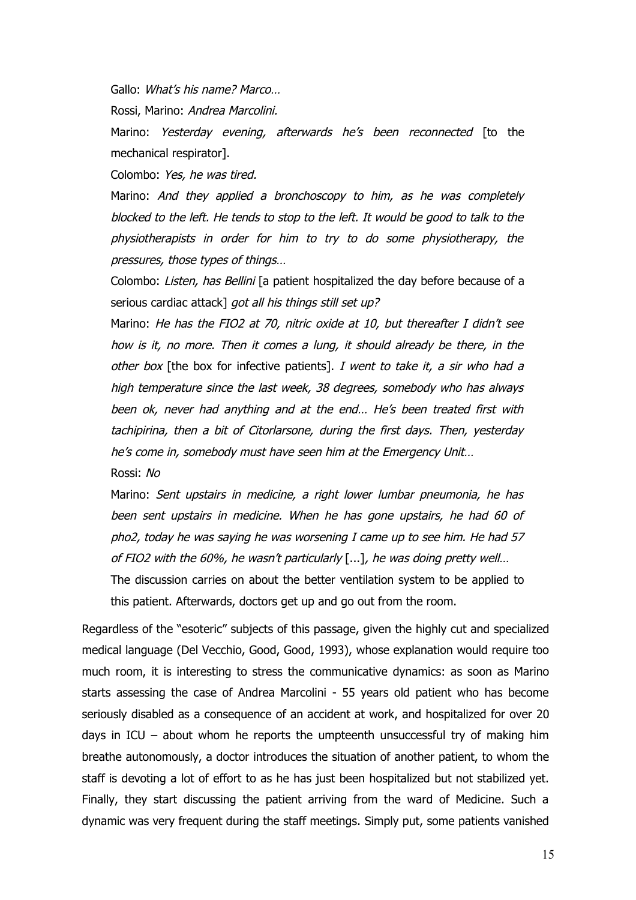Gallo: *What's his name? Marco…*

Rossi, Marino: *Andrea Marcolini.*

Marino: *Yesterday evening, afterwards he's been reconnected* [to the mechanical respirator].

Colombo: *Yes, he was tired.*

Marino: *And they applied a bronchoscopy to him, as he was completely blocked to the left. He tends to stop to the left. It would be good to talk to the physiotherapists in order for him to try to do some physiotherapy, the pressures, those types of things…*

Colombo: *Listen, has Bellini* [a patient hospitalized the day before because of a serious cardiac attack] *got all his things still set up?*

Marino: *He has the FIO2 at 70, nitric oxide at 10, but thereafter I didn't see how is it, no more. Then it comes a lung, it should already be there, in the other box* [the box for infective patients]. *I went to take it, a sir who had a high temperature since the last week, 38 degrees, somebody who has always been ok, never had anything and at the end… He's been treated first with tachipirina, then a bit of Citorlarsone, during the first days. Then, yesterday he's come in, somebody must have seen him at the Emergency Unit…*

Rossi: *No*

Marino: *Sent upstairs in medicine, a right lower lumbar pneumonia, he has been sent upstairs in medicine. When he has gone upstairs, he had 60 of pho2, today he was saying he was worsening I came up to see him. He had 57 of FIO2 with the 60%, he wasn't particularly* [...]*, he was doing pretty well…*

The discussion carries on about the better ventilation system to be applied to this patient. Afterwards, doctors get up and go out from the room.

Regardless of the "esoteric" subjects of this passage, given the highly cut and specialized medical language (Del Vecchio, Good, Good, 1993), whose explanation would require too much room, it is interesting to stress the communicative dynamics: as soon as Marino starts assessing the case of Andrea Marcolini - 55 years old patient who has become seriously disabled as a consequence of an accident at work, and hospitalized for over 20 days in ICU – about whom he reports the umpteenth unsuccessful try of making him breathe autonomously, a doctor introduces the situation of another patient, to whom the staff is devoting a lot of effort to as he has just been hospitalized but not stabilized yet. Finally, they start discussing the patient arriving from the ward of Medicine. Such a dynamic was very frequent during the staff meetings. Simply put, some patients vanished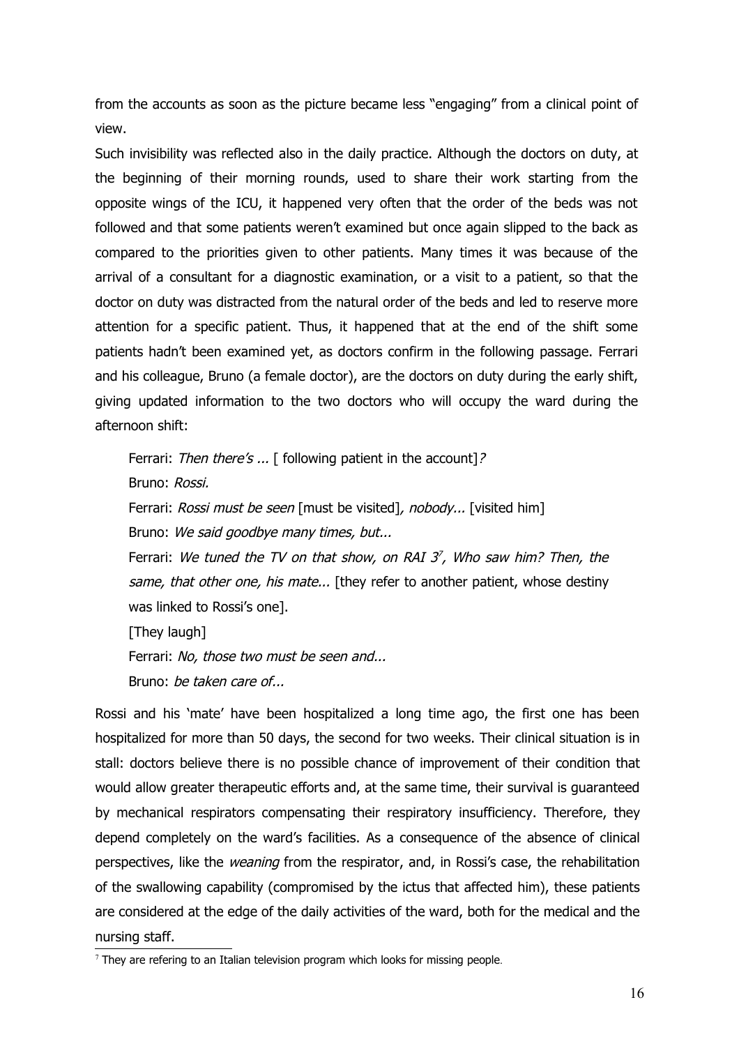from the accounts as soon as the picture became less "engaging" from a clinical point of view.

Such invisibility was reflected also in the daily practice. Although the doctors on duty, at the beginning of their morning rounds, used to share their work starting from the opposite wings of the ICU, it happened very often that the order of the beds was not followed and that some patients weren't examined but once again slipped to the back as compared to the priorities given to other patients. Many times it was because of the arrival of a consultant for a diagnostic examination, or a visit to a patient, so that the doctor on duty was distracted from the natural order of the beds and led to reserve more attention for a specific patient. Thus, it happened that at the end of the shift some patients hadn't been examined yet, as doctors confirm in the following passage. Ferrari and his colleague, Bruno (a female doctor), are the doctors on duty during the early shift, giving updated information to the two doctors who will occupy the ward during the afternoon shift:

> Ferrari: *Then there's ...* [ following patient in the account]*?*
>
> Bruno: *Rossi.*
>
> Ferrari: *Rossi must be seen* [must be visited]*, nobody...* [visited him]
>
> Bruno: *We said goodbye many times, but...*
>
> Ferrari: *We tuned the TV on that show, on RAI 3*[7]*, Who saw him? Then, the same, that other one, his mate...* [they refer to another patient, whose destiny was linked to Rossi's one].
>
> [They laugh]
>
> Ferrari: *No, those two must be seen and...*
>
> Bruno: *be taken care of...*

Rossi and his 'mate' have been hospitalized a long time ago, the first one has been hospitalized for more than 50 days, the second for two weeks. Their clinical situation is in stall: doctors believe there is no possible chance of improvement of their condition that would allow greater therapeutic efforts and, at the same time, their survival is guaranteed by mechanical respirators compensating their respiratory insufficiency. Therefore, they depend completely on the ward's facilities. As a consequence of the absence of clinical perspectives, like the *weaning* from the respirator, and, in Rossi's case, the rehabilitation of the swallowing capability (compromised by the ictus that affected him), these patients are considered at the edge of the daily activities of the ward, both for the medical and the nursing staff.

[7] They are refering to an Italian television program which looks for missing people.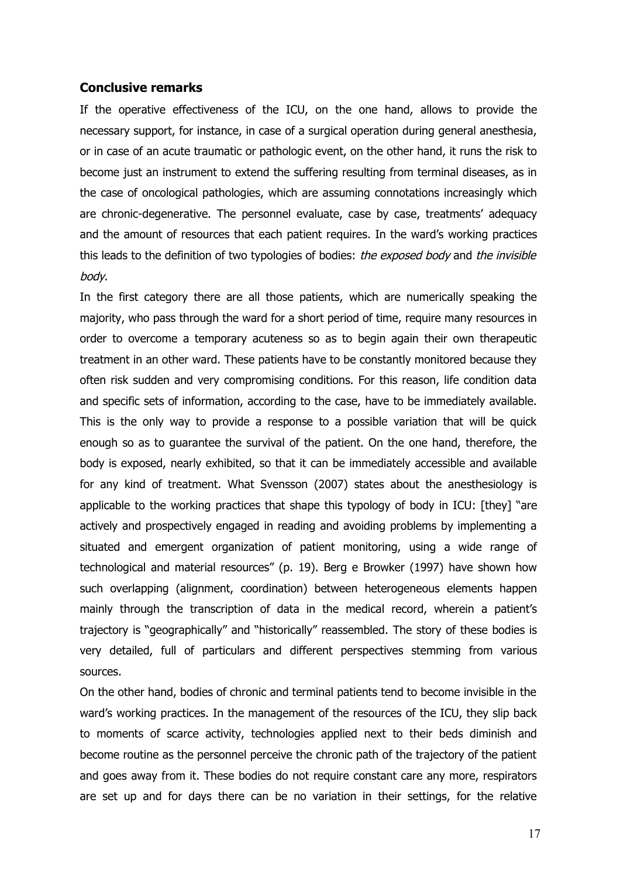## Conclusive remarks

If the operative effectiveness of the ICU, on the one hand, allows to provide the necessary support, for instance, in case of a surgical operation during general anesthesia, or in case of an acute traumatic or pathologic event, on the other hand, it runs the risk to become just an instrument to extend the suffering resulting from terminal diseases, as in the case of oncological pathologies, which are assuming connotations increasingly which are chronic-degenerative. The personnel evaluate, case by case, treatments' adequacy and the amount of resources that each patient requires. In the ward's working practices this leads to the definition of two typologies of bodies: *the exposed body* and *the invisible body*.

In the first category there are all those patients, which are numerically speaking the majority, who pass through the ward for a short period of time, require many resources in order to overcome a temporary acuteness so as to begin again their own therapeutic treatment in an other ward. These patients have to be constantly monitored because they often risk sudden and very compromising conditions. For this reason, life condition data and specific sets of information, according to the case, have to be immediately available. This is the only way to provide a response to a possible variation that will be quick enough so as to guarantee the survival of the patient. On the one hand, therefore, the body is exposed, nearly exhibited, so that it can be immediately accessible and available for any kind of treatment. What Svensson (2007) states about the anesthesiology is applicable to the working practices that shape this typology of body in ICU: [they] "are actively and prospectively engaged in reading and avoiding problems by implementing a situated and emergent organization of patient monitoring, using a wide range of technological and material resources" (p. 19). Berg e Browker (1997) have shown how such overlapping (alignment, coordination) between heterogeneous elements happen mainly through the transcription of data in the medical record, wherein a patient's trajectory is "geographically" and "historically" reassembled. The story of these bodies is very detailed, full of particulars and different perspectives stemming from various sources.

On the other hand, bodies of chronic and terminal patients tend to become invisible in the ward's working practices. In the management of the resources of the ICU, they slip back to moments of scarce activity, technologies applied next to their beds diminish and become routine as the personnel perceive the chronic path of the trajectory of the patient and goes away from it. These bodies do not require constant care any more, respirators are set up and for days there can be no variation in their settings, for the relative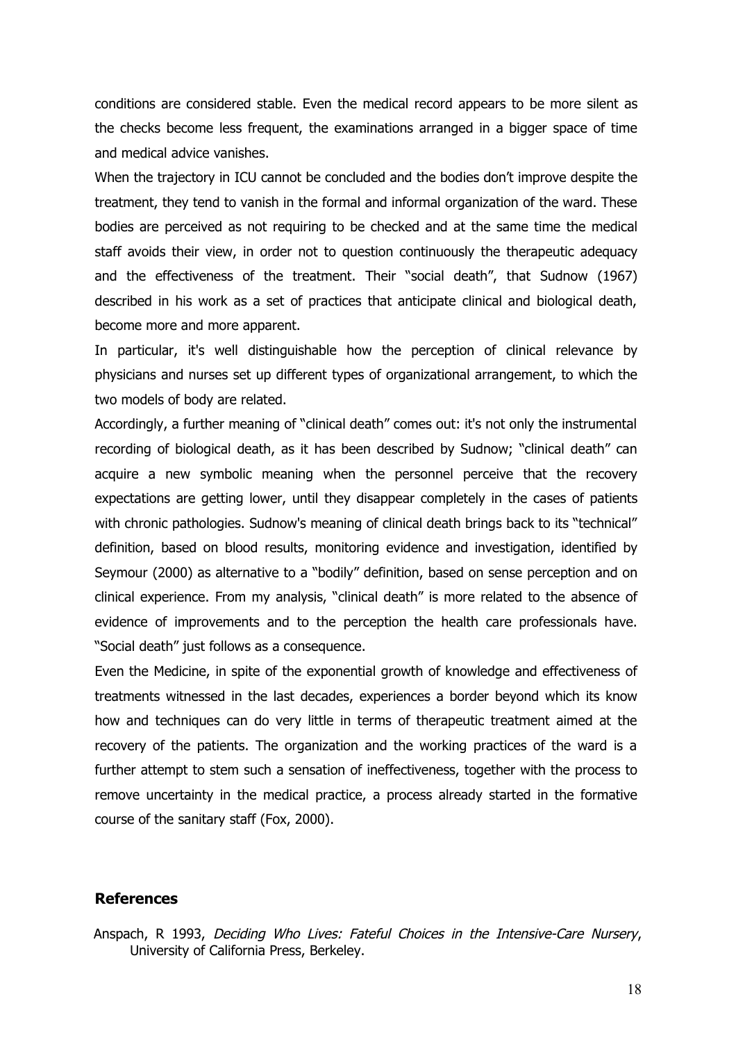conditions are considered stable. Even the medical record appears to be more silent as the checks become less frequent, the examinations arranged in a bigger space of time and medical advice vanishes.

When the trajectory in ICU cannot be concluded and the bodies don't improve despite the treatment, they tend to vanish in the formal and informal organization of the ward. These bodies are perceived as not requiring to be checked and at the same time the medical staff avoids their view, in order not to question continuously the therapeutic adequacy and the effectiveness of the treatment. Their "social death", that Sudnow (1967) described in his work as a set of practices that anticipate clinical and biological death, become more and more apparent.

In particular, it's well distinguishable how the perception of clinical relevance by physicians and nurses set up different types of organizational arrangement, to which the two models of body are related.

Accordingly, a further meaning of "clinical death" comes out: it's not only the instrumental recording of biological death, as it has been described by Sudnow; "clinical death" can acquire a new symbolic meaning when the personnel perceive that the recovery expectations are getting lower, until they disappear completely in the cases of patients with chronic pathologies. Sudnow's meaning of clinical death brings back to its "technical" definition, based on blood results, monitoring evidence and investigation, identified by Seymour (2000) as alternative to a "bodily" definition, based on sense perception and on clinical experience. From my analysis, "clinical death" is more related to the absence of evidence of improvements and to the perception the health care professionals have. "Social death" just follows as a consequence.

Even the Medicine, in spite of the exponential growth of knowledge and effectiveness of treatments witnessed in the last decades, experiences a border beyond which its know how and techniques can do very little in terms of therapeutic treatment aimed at the recovery of the patients. The organization and the working practices of the ward is a further attempt to stem such a sensation of ineffectiveness, together with the process to remove uncertainty in the medical practice, a process already started in the formative course of the sanitary staff (Fox, 2000).

## References

Anspach, R 1993, *Deciding Who Lives: Fateful Choices in the Intensive-Care Nursery*, University of California Press, Berkeley.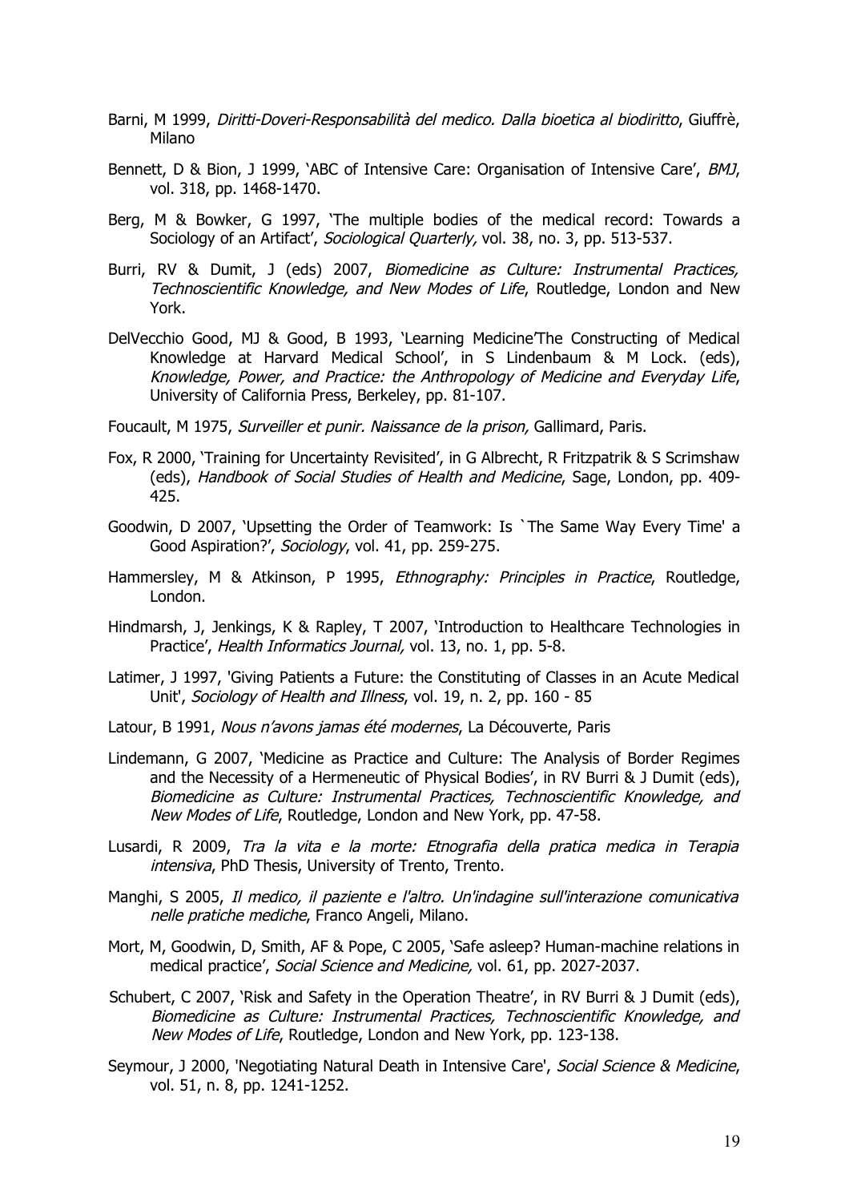Barni, M 1999, *Diritti-Doveri-Responsabilità del medico. Dalla bioetica al biodiritto*, Giuffrè, Milano

Bennett, D & Bion, J 1999, 'ABC of Intensive Care: Organisation of Intensive Care', *BMJ*, vol. 318, pp. 1468-1470.

Berg, M & Bowker, G 1997, 'The multiple bodies of the medical record: Towards a Sociology of an Artifact', *Sociological Quarterly,* vol. 38, no. 3, pp. 513-537.

Burri, RV & Dumit, J (eds) 2007, *Biomedicine as Culture: Instrumental Practices, Technoscientific Knowledge, and New Modes of Life*, Routledge, London and New York.

DelVecchio Good, MJ & Good, B 1993, 'Learning Medicine'The Constructing of Medical Knowledge at Harvard Medical School', in S Lindenbaum & M Lock. (eds), *Knowledge, Power, and Practice: the Anthropology of Medicine and Everyday Life*, University of California Press, Berkeley, pp. 81-107.

Foucault, M 1975, *Surveiller et punir. Naissance de la prison,* Gallimard, Paris.

Fox, R 2000, 'Training for Uncertainty Revisited', in G Albrecht, R Fritzpatrik & S Scrimshaw (eds), *Handbook of Social Studies of Health and Medicine*, Sage, London, pp. 409-425.

Goodwin, D 2007, 'Upsetting the Order of Teamwork: Is `The Same Way Every Time' a Good Aspiration?', *Sociology*, vol. 41, pp. 259-275.

Hammersley, M & Atkinson, P 1995, *Ethnography: Principles in Practice*, Routledge, London.

Hindmarsh, J, Jenkings, K & Rapley, T 2007, 'Introduction to Healthcare Technologies in Practice', *Health Informatics Journal,* vol. 13, no. 1, pp. 5-8.

Latimer, J 1997, 'Giving Patients a Future: the Constituting of Classes in an Acute Medical Unit', *Sociology of Health and Illness*, vol. 19, n. 2, pp. 160 - 85

Latour, B 1991, *Nous n'avons jamas été modernes*, La Découverte, Paris

Lindemann, G 2007, 'Medicine as Practice and Culture: The Analysis of Border Regimes and the Necessity of a Hermeneutic of Physical Bodies', in RV Burri & J Dumit (eds), *Biomedicine as Culture: Instrumental Practices, Technoscientific Knowledge, and New Modes of Life*, Routledge, London and New York, pp. 47-58.

Lusardi, R 2009, *Tra la vita e la morte: Etnografia della pratica medica in Terapia intensiva*, PhD Thesis, University of Trento, Trento.

Manghi, S 2005, *Il medico, il paziente e l'altro. Un'indagine sull'interazione comunicativa nelle pratiche mediche*, Franco Angeli, Milano.

Mort, M, Goodwin, D, Smith, AF & Pope, C 2005, 'Safe asleep? Human-machine relations in medical practice', *Social Science and Medicine,* vol. 61, pp. 2027-2037.

Schubert, C 2007, 'Risk and Safety in the Operation Theatre', in RV Burri & J Dumit (eds), *Biomedicine as Culture: Instrumental Practices, Technoscientific Knowledge, and New Modes of Life*, Routledge, London and New York, pp. 123-138.

Seymour, J 2000, 'Negotiating Natural Death in Intensive Care', *Social Science & Medicine*, vol. 51, n. 8, pp. 1241-1252.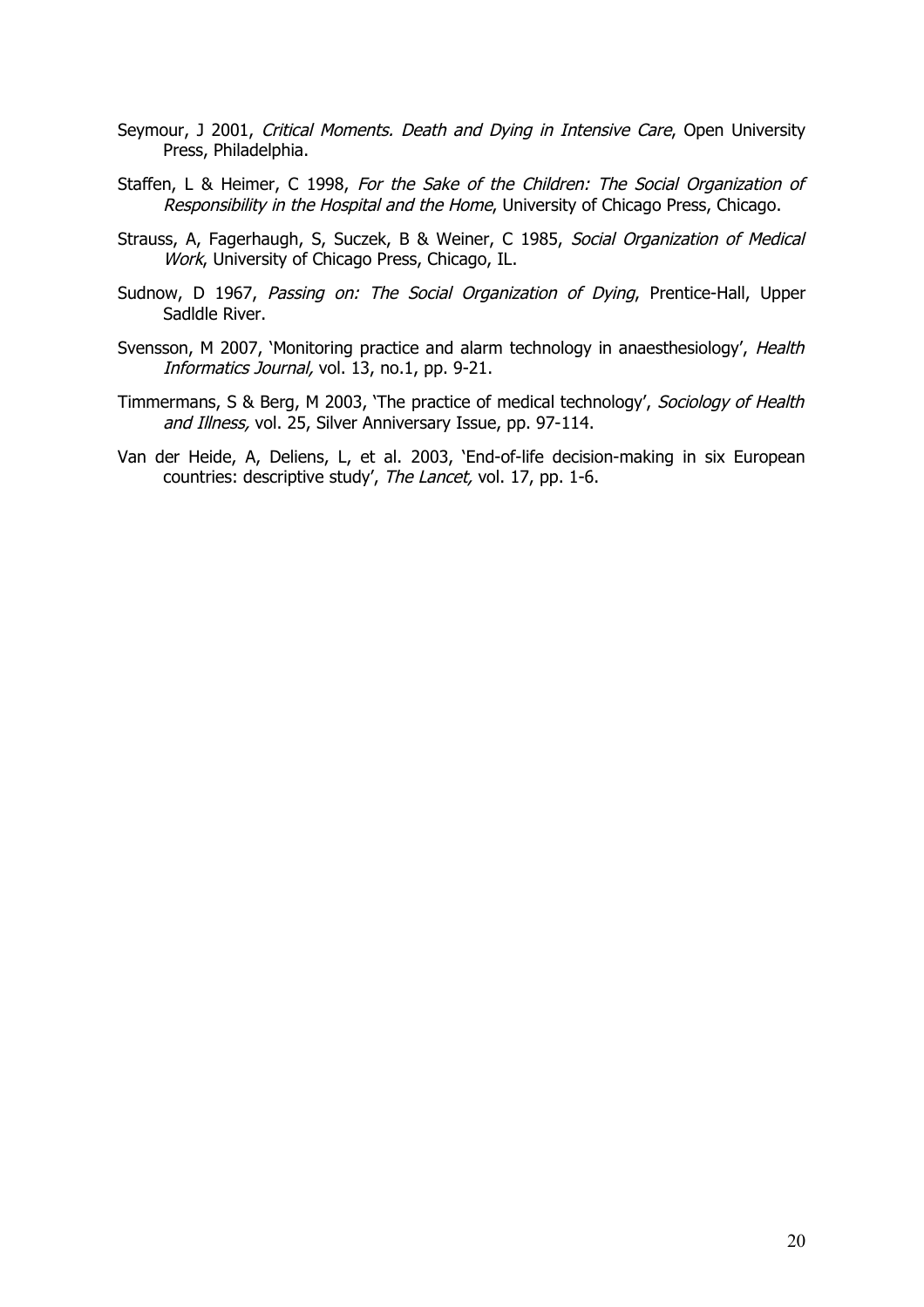Seymour, J 2001, *Critical Moments. Death and Dying in Intensive Care*, Open University Press, Philadelphia.

Staffen, L & Heimer, C 1998, *For the Sake of the Children: The Social Organization of Responsibility in the Hospital and the Home*, University of Chicago Press, Chicago.

Strauss, A, Fagerhaugh, S, Suczek, B & Weiner, C 1985, *Social Organization of Medical Work*, University of Chicago Press, Chicago, IL.

Sudnow, D 1967, *Passing on: The Social Organization of Dying*, Prentice-Hall, Upper Sadldle River.

Svensson, M 2007, 'Monitoring practice and alarm technology in anaesthesiology', *Health Informatics Journal,* vol. 13, no.1, pp. 9-21.

Timmermans, S & Berg, M 2003, 'The practice of medical technology', *Sociology of Health and Illness,* vol. 25, Silver Anniversary Issue, pp. 97-114.

Van der Heide, A, Deliens, L, et al. 2003, 'End-of-life decision-making in six European countries: descriptive study', *The Lancet,* vol. 17, pp. 1-6.